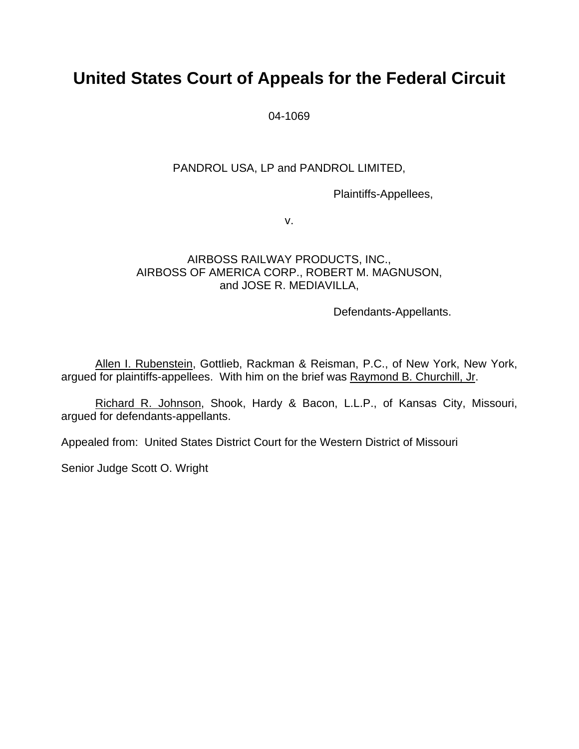# United States Court of Appeals for the Federal Circuit

04-1069

PANDROL USA, LP and PANDROL LIMITED,

Plaintiffs-Appellees,

v.

AIRBOSS RAILWAY PRODUCTS, INC.,
AIRBOSS OF AMERICA CORP., ROBERT M. MAGNUSON,
and JOSE R. MEDIAVILLA,

Defendants-Appellants.

Allen I. Rubenstein, Gottlieb, Rackman & Reisman, P.C., of New York, New York, argued for plaintiffs-appellees. With him on the brief was Raymond B. Churchill, Jr.

Richard R. Johnson, Shook, Hardy & Bacon, L.L.P., of Kansas City, Missouri, argued for defendants-appellants.

Appealed from: United States District Court for the Western District of Missouri

Senior Judge Scott O. Wright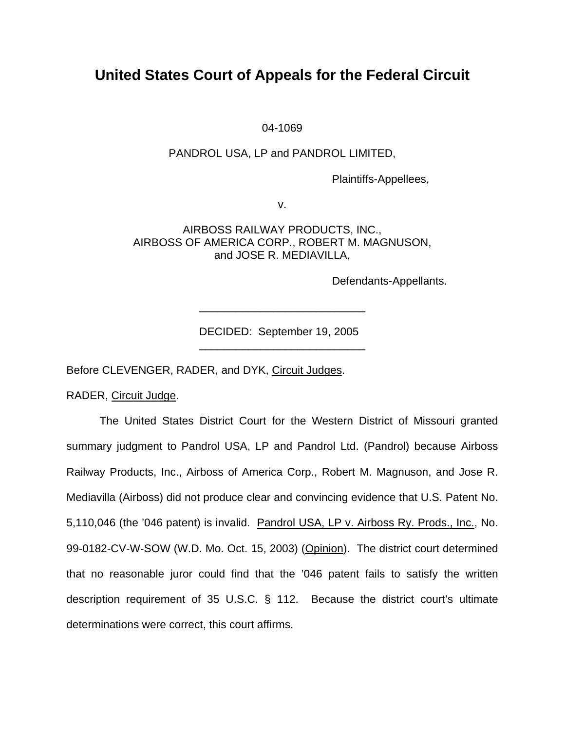# United States Court of Appeals for the Federal Circuit

04-1069

PANDROL USA, LP and PANDROL LIMITED,

Plaintiffs-Appellees,

v.

AIRBOSS RAILWAY PRODUCTS, INC., AIRBOSS OF AMERICA CORP., ROBERT M. MAGNUSON, and JOSE R. MEDIAVILLA,

Defendants-Appellants.

---

DECIDED: September 19, 2005

---

Before CLEVENGER, RADER, and DYK, Circuit Judges.

RADER, Circuit Judge.

The United States District Court for the Western District of Missouri granted summary judgment to Pandrol USA, LP and Pandrol Ltd. (Pandrol) because Airboss Railway Products, Inc., Airboss of America Corp., Robert M. Magnuson, and Jose R. Mediavilla (Airboss) did not produce clear and convincing evidence that U.S. Patent No. 5,110,046 (the '046 patent) is invalid. Pandrol USA, LP v. Airboss Ry. Prods., Inc., No. 99-0182-CV-W-SOW (W.D. Mo. Oct. 15, 2003) (Opinion). The district court determined that no reasonable juror could find that the '046 patent fails to satisfy the written description requirement of 35 U.S.C. § 112. Because the district court's ultimate determinations were correct, this court affirms.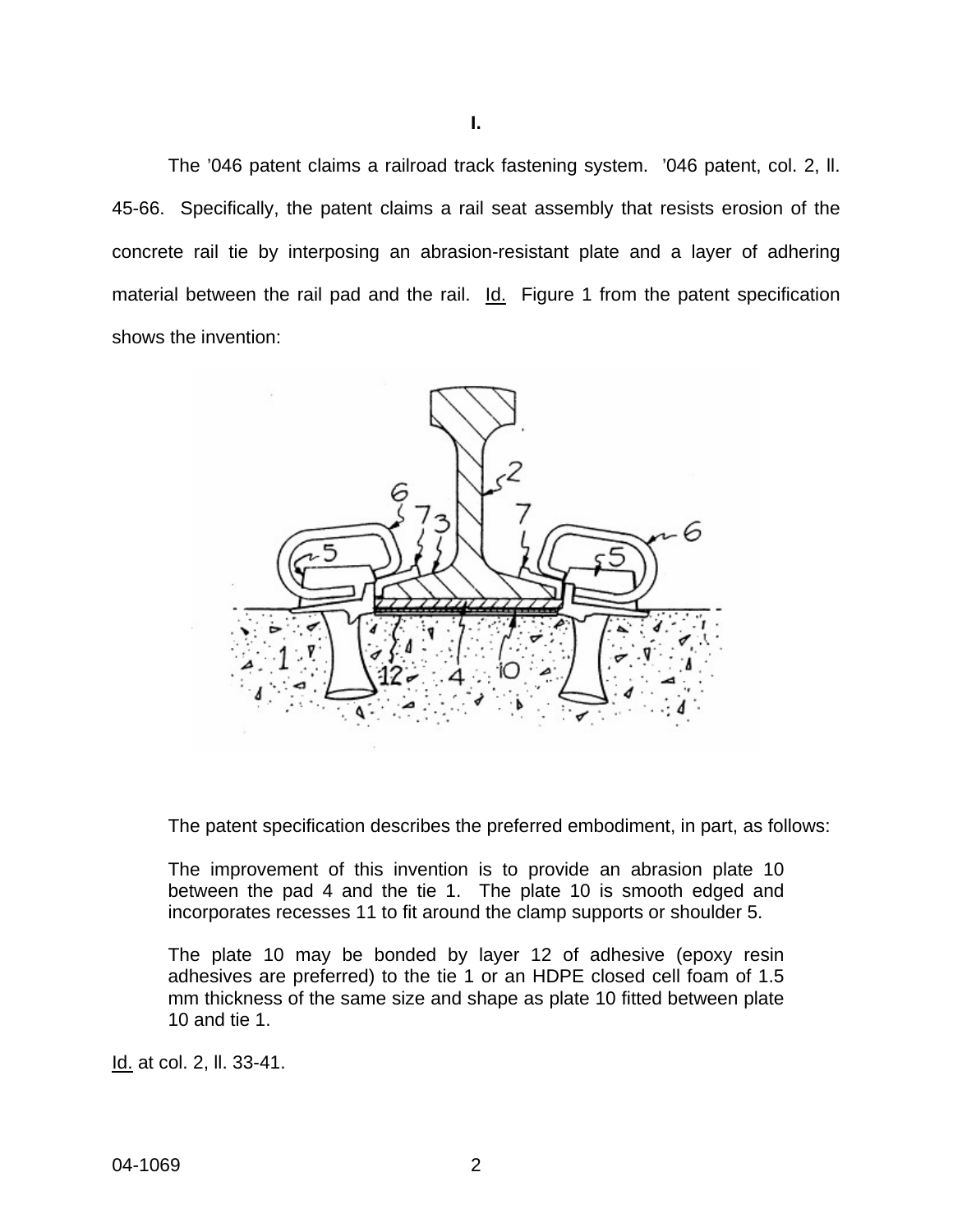**I.**

The ’046 patent claims a railroad track fastening system. ’046 patent, col. 2, ll. 45-66. Specifically, the patent claims a rail seat assembly that resists erosion of the concrete rail tie by interposing an abrasion-resistant plate and a layer of adhering material between the rail pad and the rail. Id. Figure 1 from the patent specification shows the invention:

The patent specification describes the preferred embodiment, in part, as follows:

> The improvement of this invention is to provide an abrasion plate 10 between the pad 4 and the tie 1. The plate 10 is smooth edged and incorporates recesses 11 to fit around the clamp supports or shoulder 5.
>
> The plate 10 may be bonded by layer 12 of adhesive (epoxy resin adhesives are preferred) to the tie 1 or an HDPE closed cell foam of 1.5 mm thickness of the same size and shape as plate 10 fitted between plate 10 and tie 1.

Id. at col. 2, ll. 33-41.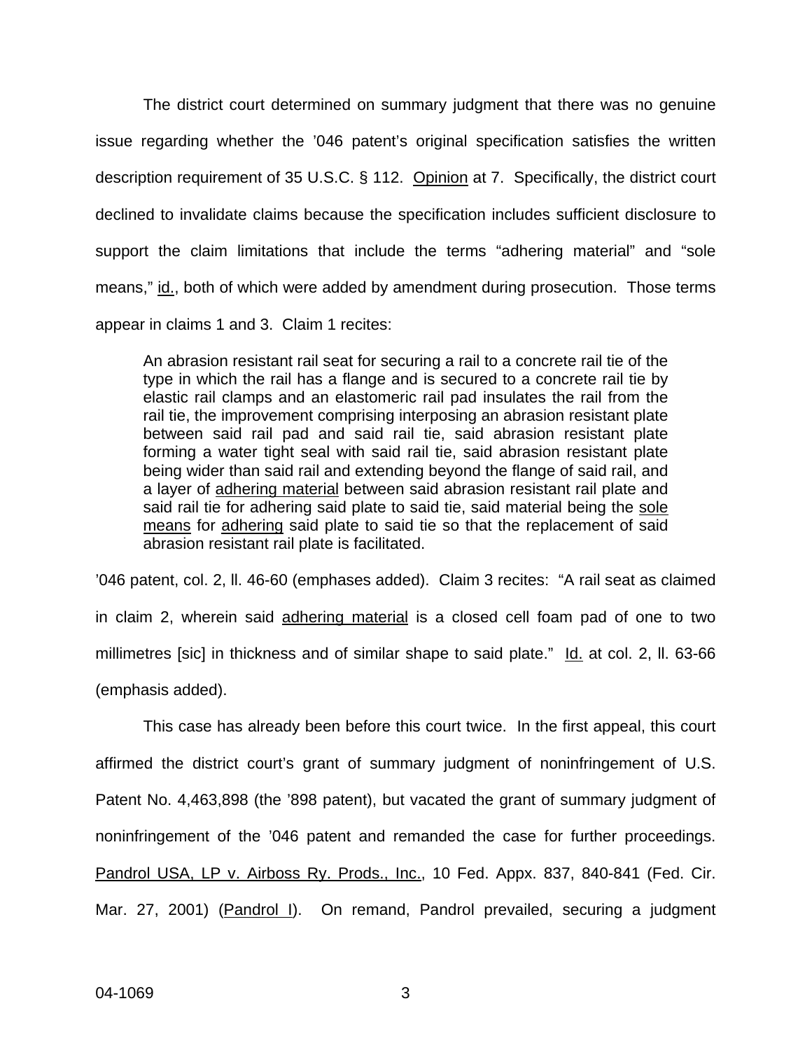The district court determined on summary judgment that there was no genuine issue regarding whether the '046 patent's original specification satisfies the written description requirement of 35 U.S.C. § 112. Opinion at 7. Specifically, the district court declined to invalidate claims because the specification includes sufficient disclosure to support the claim limitations that include the terms "adhering material" and "sole means," id., both of which were added by amendment during prosecution. Those terms appear in claims 1 and 3. Claim 1 recites:

> An abrasion resistant rail seat for securing a rail to a concrete rail tie of the type in which the rail has a flange and is secured to a concrete rail tie by elastic rail clamps and an elastomeric rail pad insulates the rail from the rail tie, the improvement comprising interposing an abrasion resistant plate between said rail pad and said rail tie, said abrasion resistant plate forming a water tight seal with said rail tie, said abrasion resistant plate being wider than said rail and extending beyond the flange of said rail, and a layer of adhering material between said abrasion resistant rail plate and said rail tie for adhering said plate to said tie, said material being the sole means for adhering said plate to said tie so that the replacement of said abrasion resistant rail plate is facilitated.

'046 patent, col. 2, ll. 46-60 (emphases added). Claim 3 recites: "A rail seat as claimed in claim 2, wherein said adhering material is a closed cell foam pad of one to two millimetres [sic] in thickness and of similar shape to said plate." Id. at col. 2, ll. 63-66 (emphasis added).

This case has already been before this court twice. In the first appeal, this court affirmed the district court's grant of summary judgment of noninfringement of U.S. Patent No. 4,463,898 (the '898 patent), but vacated the grant of summary judgment of noninfringement of the '046 patent and remanded the case for further proceedings. Pandrol USA, LP v. Airboss Ry. Prods., Inc., 10 Fed. Appx. 837, 840-841 (Fed. Cir. Mar. 27, 2001) (Pandrol I). On remand, Pandrol prevailed, securing a judgment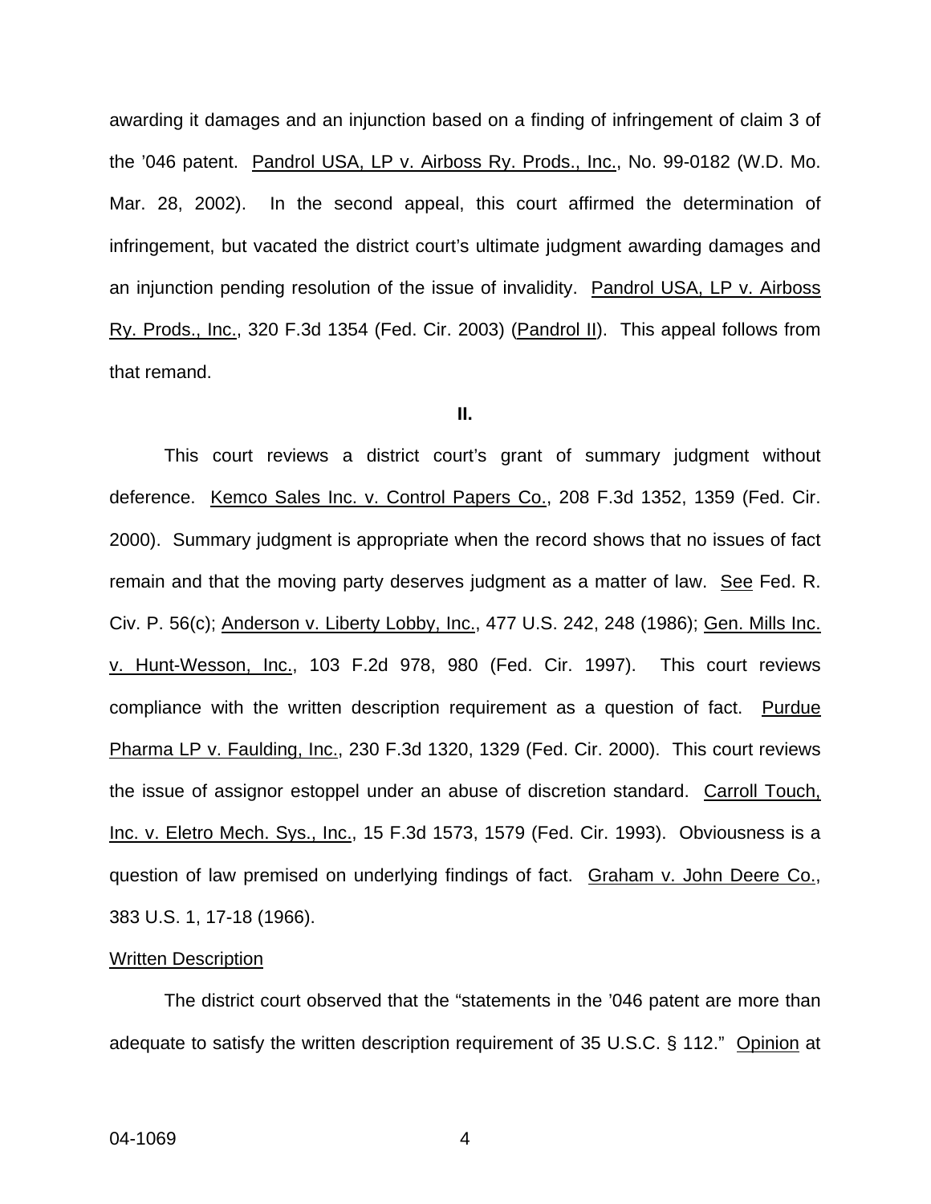awarding it damages and an injunction based on a finding of infringement of claim 3 of the '046 patent. Pandrol USA, LP v. Airboss Ry. Prods., Inc., No. 99-0182 (W.D. Mo. Mar. 28, 2002). In the second appeal, this court affirmed the determination of infringement, but vacated the district court's ultimate judgment awarding damages and an injunction pending resolution of the issue of invalidity. Pandrol USA, LP v. Airboss Ry. Prods., Inc., 320 F.3d 1354 (Fed. Cir. 2003) (Pandrol II). This appeal follows from that remand.

## II.

This court reviews a district court's grant of summary judgment without deference. Kemco Sales Inc. v. Control Papers Co., 208 F.3d 1352, 1359 (Fed. Cir. 2000). Summary judgment is appropriate when the record shows that no issues of fact remain and that the moving party deserves judgment as a matter of law. See Fed. R. Civ. P. 56(c); Anderson v. Liberty Lobby, Inc., 477 U.S. 242, 248 (1986); Gen. Mills Inc. v. Hunt-Wesson, Inc., 103 F.2d 978, 980 (Fed. Cir. 1997). This court reviews compliance with the written description requirement as a question of fact. Purdue Pharma LP v. Faulding, Inc., 230 F.3d 1320, 1329 (Fed. Cir. 2000). This court reviews the issue of assignor estoppel under an abuse of discretion standard. Carroll Touch, Inc. v. Eletro Mech. Sys., Inc., 15 F.3d 1573, 1579 (Fed. Cir. 1993). Obviousness is a question of law premised on underlying findings of fact. Graham v. John Deere Co., 383 U.S. 1, 17-18 (1966).

### Written Description

The district court observed that the "statements in the '046 patent are more than adequate to satisfy the written description requirement of 35 U.S.C. § 112." Opinion at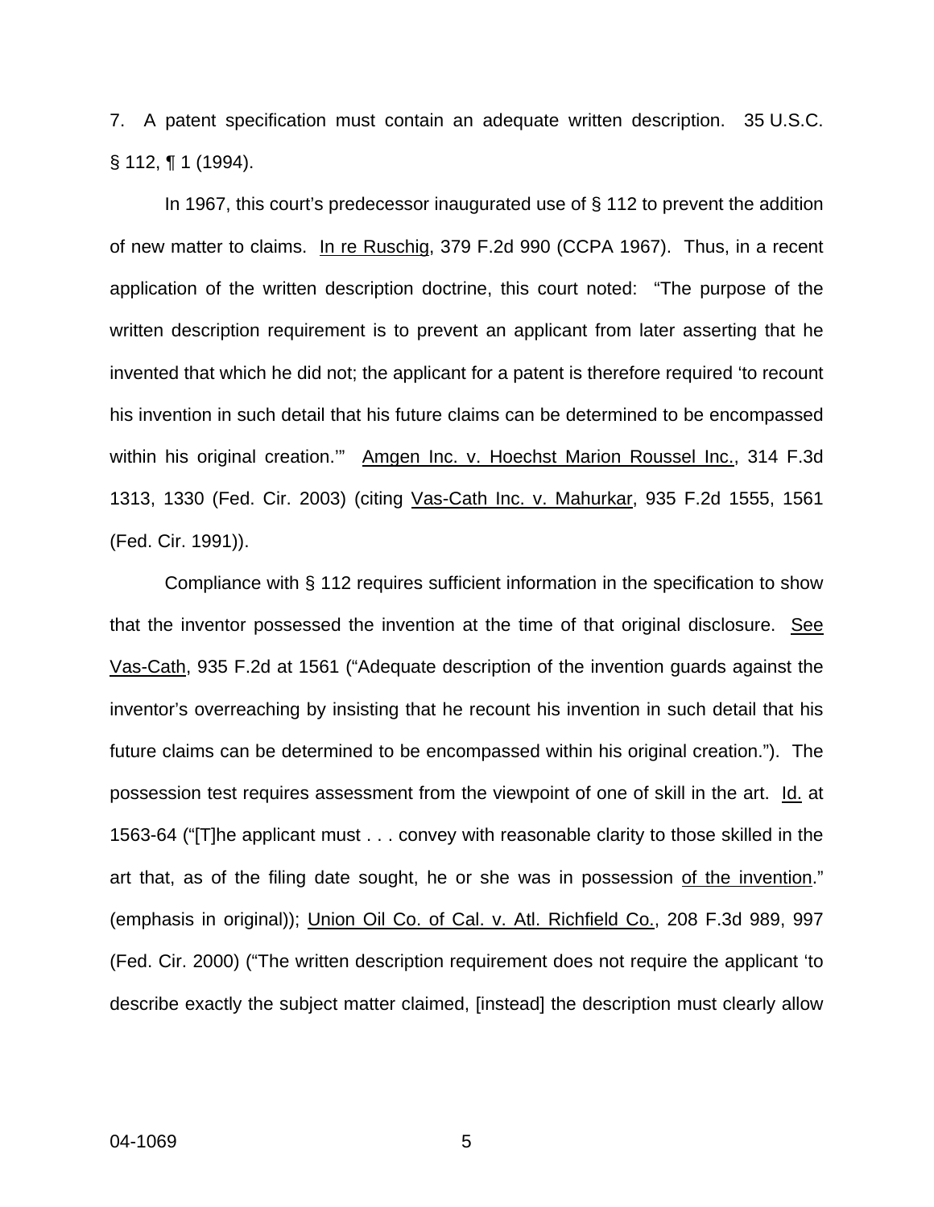7. A patent specification must contain an adequate written description. 35 U.S.C. § 112, ¶ 1 (1994).

In 1967, this court's predecessor inaugurated use of § 112 to prevent the addition of new matter to claims. In re Ruschig, 379 F.2d 990 (CCPA 1967). Thus, in a recent application of the written description doctrine, this court noted: "The purpose of the written description requirement is to prevent an applicant from later asserting that he invented that which he did not; the applicant for a patent is therefore required 'to recount his invention in such detail that his future claims can be determined to be encompassed within his original creation.'" Amgen Inc. v. Hoechst Marion Roussel Inc., 314 F.3d 1313, 1330 (Fed. Cir. 2003) (citing Vas-Cath Inc. v. Mahurkar, 935 F.2d 1555, 1561 (Fed. Cir. 1991)).

Compliance with § 112 requires sufficient information in the specification to show that the inventor possessed the invention at the time of that original disclosure. See Vas-Cath, 935 F.2d at 1561 ("Adequate description of the invention guards against the inventor's overreaching by insisting that he recount his invention in such detail that his future claims can be determined to be encompassed within his original creation."). The possession test requires assessment from the viewpoint of one of skill in the art. Id. at 1563-64 ("[T]he applicant must . . . convey with reasonable clarity to those skilled in the art that, as of the filing date sought, he or she was in possession of the invention." (emphasis in original)); Union Oil Co. of Cal. v. Atl. Richfield Co., 208 F.3d 989, 997 (Fed. Cir. 2000) ("The written description requirement does not require the applicant 'to describe exactly the subject matter claimed, [instead] the description must clearly allow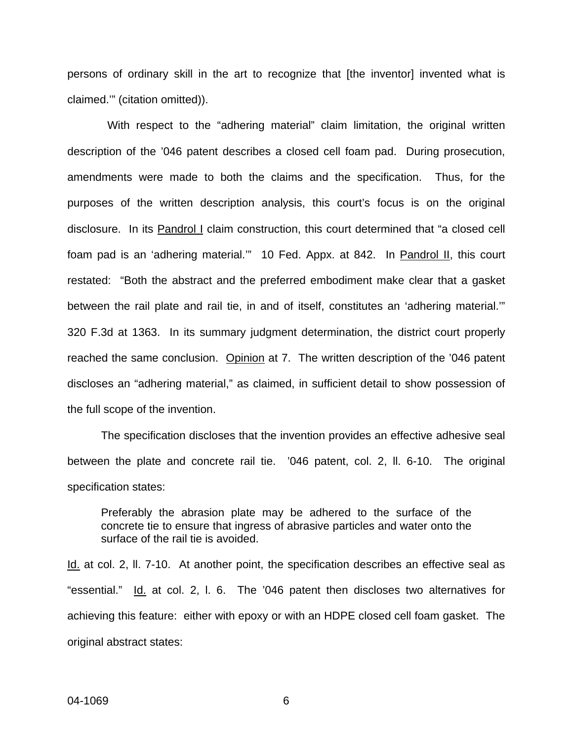persons of ordinary skill in the art to recognize that [the inventor] invented what is claimed.'" (citation omitted)).

With respect to the "adhering material" claim limitation, the original written description of the '046 patent describes a closed cell foam pad. During prosecution, amendments were made to both the claims and the specification. Thus, for the purposes of the written description analysis, this court's focus is on the original disclosure. In its Pandrol I claim construction, this court determined that "a closed cell foam pad is an 'adhering material.'" 10 Fed. Appx. at 842. In Pandrol II, this court restated: "Both the abstract and the preferred embodiment make clear that a gasket between the rail plate and rail tie, in and of itself, constitutes an 'adhering material.'" 320 F.3d at 1363. In its summary judgment determination, the district court properly reached the same conclusion. Opinion at 7. The written description of the '046 patent discloses an "adhering material," as claimed, in sufficient detail to show possession of the full scope of the invention.

The specification discloses that the invention provides an effective adhesive seal between the plate and concrete rail tie. '046 patent, col. 2, ll. 6-10. The original specification states:

> Preferably the abrasion plate may be adhered to the surface of the concrete tie to ensure that ingress of abrasive particles and water onto the surface of the rail tie is avoided.

Id. at col. 2, ll. 7-10. At another point, the specification describes an effective seal as "essential." Id. at col. 2, l. 6. The '046 patent then discloses two alternatives for achieving this feature: either with epoxy or with an HDPE closed cell foam gasket. The original abstract states: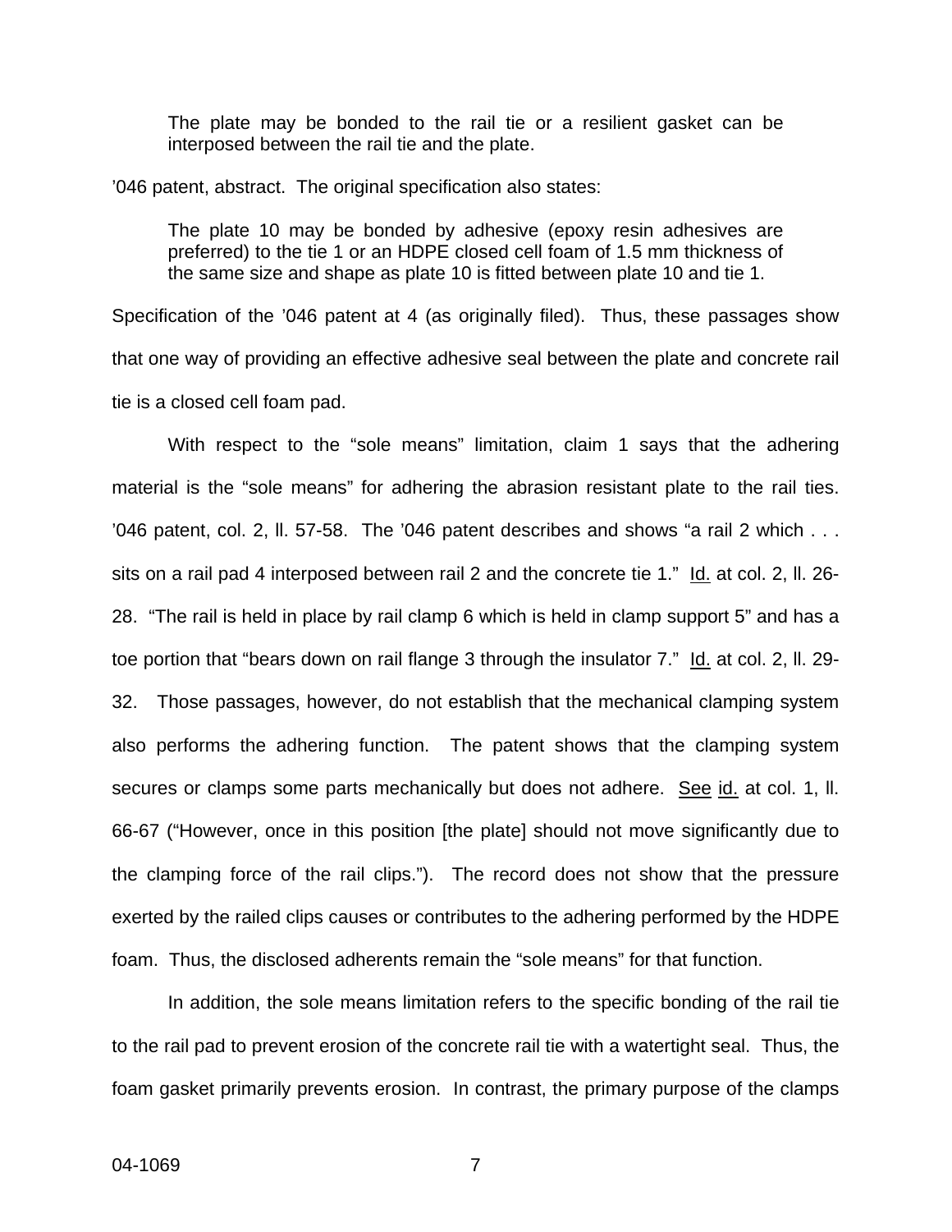> The plate may be bonded to the rail tie or a resilient gasket can be interposed between the rail tie and the plate.

’046 patent, abstract. The original specification also states:

> The plate 10 may be bonded by adhesive (epoxy resin adhesives are preferred) to the tie 1 or an HDPE closed cell foam of 1.5 mm thickness of the same size and shape as plate 10 is fitted between plate 10 and tie 1.

Specification of the ’046 patent at 4 (as originally filed). Thus, these passages show that one way of providing an effective adhesive seal between the plate and concrete rail tie is a closed cell foam pad.

With respect to the “sole means” limitation, claim 1 says that the adhering material is the “sole means” for adhering the abrasion resistant plate to the rail ties. ’046 patent, col. 2, ll. 57-58. The ’046 patent describes and shows “a rail 2 which . . . sits on a rail pad 4 interposed between rail 2 and the concrete tie 1.” Id. at col. 2, ll. 26-28. “The rail is held in place by rail clamp 6 which is held in clamp support 5” and has a toe portion that “bears down on rail flange 3 through the insulator 7.” Id. at col. 2, ll. 29-32. Those passages, however, do not establish that the mechanical clamping system also performs the adhering function. The patent shows that the clamping system secures or clamps some parts mechanically but does not adhere. See id. at col. 1, ll. 66-67 (“However, once in this position [the plate] should not move significantly due to the clamping force of the rail clips.”). The record does not show that the pressure exerted by the railed clips causes or contributes to the adhering performed by the HDPE foam. Thus, the disclosed adherents remain the “sole means” for that function.

In addition, the sole means limitation refers to the specific bonding of the rail tie to the rail pad to prevent erosion of the concrete rail tie with a watertight seal. Thus, the foam gasket primarily prevents erosion. In contrast, the primary purpose of the clamps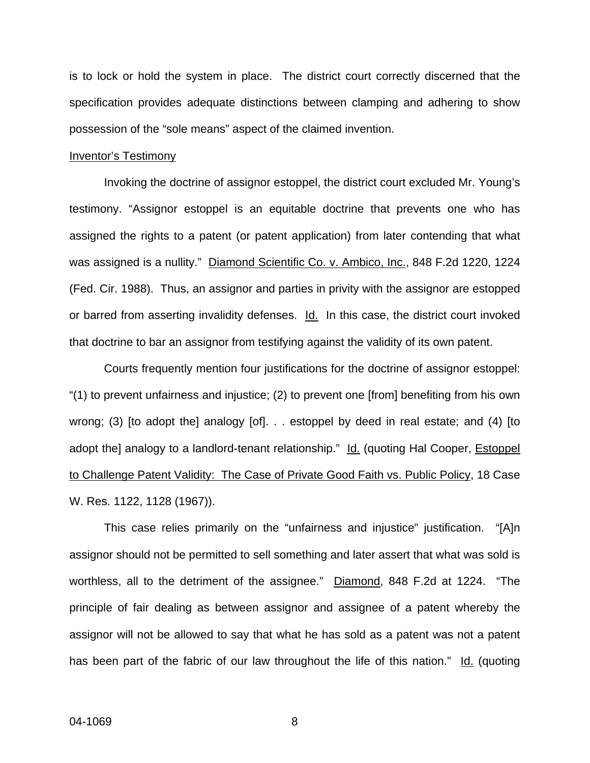is to lock or hold the system in place. The district court correctly discerned that the specification provides adequate distinctions between clamping and adhering to show possession of the "sole means" aspect of the claimed invention.

Inventor's Testimony

Invoking the doctrine of assignor estoppel, the district court excluded Mr. Young's testimony. "Assignor estoppel is an equitable doctrine that prevents one who has assigned the rights to a patent (or patent application) from later contending that what was assigned is a nullity." Diamond Scientific Co. v. Ambico, Inc., 848 F.2d 1220, 1224 (Fed. Cir. 1988). Thus, an assignor and parties in privity with the assignor are estopped or barred from asserting invalidity defenses. Id. In this case, the district court invoked that doctrine to bar an assignor from testifying against the validity of its own patent.

Courts frequently mention four justifications for the doctrine of assignor estoppel: "(1) to prevent unfairness and injustice; (2) to prevent one [from] benefiting from his own wrong; (3) [to adopt the] analogy [of]. . . estoppel by deed in real estate; and (4) [to adopt the] analogy to a landlord-tenant relationship." Id. (quoting Hal Cooper, Estoppel to Challenge Patent Validity: The Case of Private Good Faith vs. Public Policy, 18 Case W. Res. 1122, 1128 (1967)).

This case relies primarily on the "unfairness and injustice" justification. "[A]n assignor should not be permitted to sell something and later assert that what was sold is worthless, all to the detriment of the assignee." Diamond, 848 F.2d at 1224. "The principle of fair dealing as between assignor and assignee of a patent whereby the assignor will not be allowed to say that what he has sold as a patent was not a patent has been part of the fabric of our law throughout the life of this nation." Id. (quoting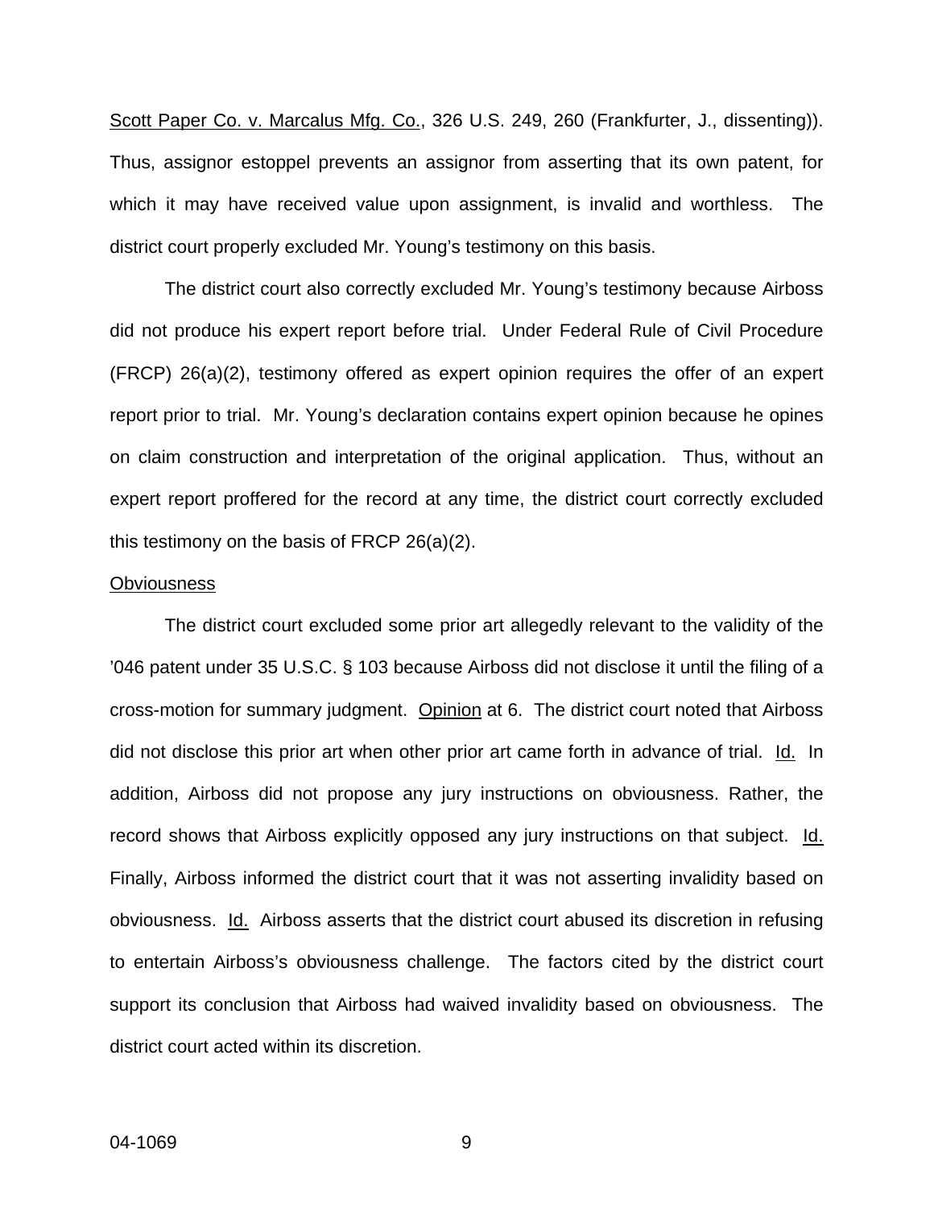Scott Paper Co. v. Marcalus Mfg. Co., 326 U.S. 249, 260 (Frankfurter, J., dissenting)). Thus, assignor estoppel prevents an assignor from asserting that its own patent, for which it may have received value upon assignment, is invalid and worthless. The district court properly excluded Mr. Young's testimony on this basis.

The district court also correctly excluded Mr. Young's testimony because Airboss did not produce his expert report before trial. Under Federal Rule of Civil Procedure (FRCP) 26(a)(2), testimony offered as expert opinion requires the offer of an expert report prior to trial. Mr. Young's declaration contains expert opinion because he opines on claim construction and interpretation of the original application. Thus, without an expert report proffered for the record at any time, the district court correctly excluded this testimony on the basis of FRCP 26(a)(2).

Obviousness

The district court excluded some prior art allegedly relevant to the validity of the '046 patent under 35 U.S.C. § 103 because Airboss did not disclose it until the filing of a cross-motion for summary judgment. Opinion at 6. The district court noted that Airboss did not disclose this prior art when other prior art came forth in advance of trial. Id. In addition, Airboss did not propose any jury instructions on obviousness. Rather, the record shows that Airboss explicitly opposed any jury instructions on that subject. Id. Finally, Airboss informed the district court that it was not asserting invalidity based on obviousness. Id. Airboss asserts that the district court abused its discretion in refusing to entertain Airboss's obviousness challenge. The factors cited by the district court support its conclusion that Airboss had waived invalidity based on obviousness. The district court acted within its discretion.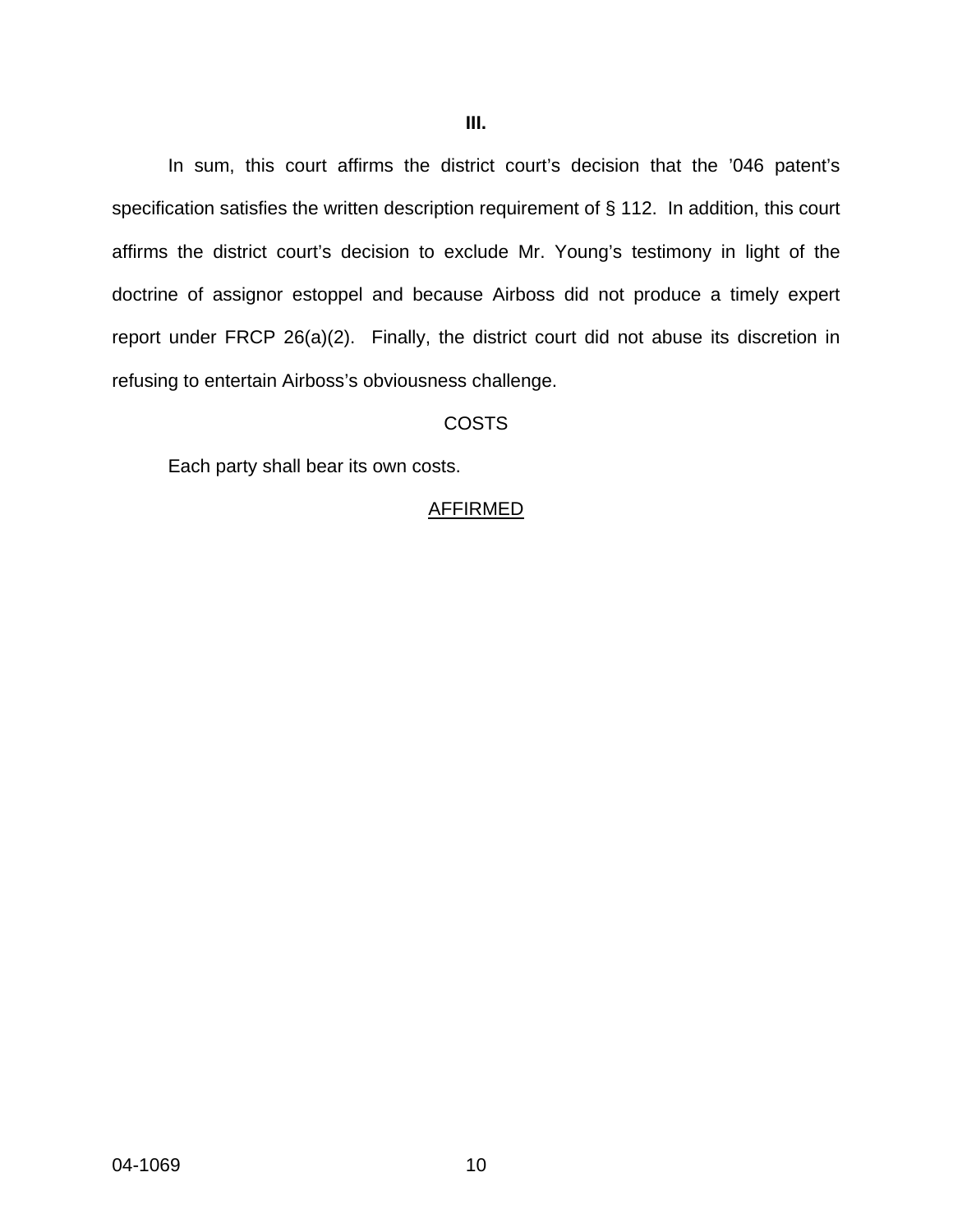## III.

In sum, this court affirms the district court's decision that the '046 patent's specification satisfies the written description requirement of § 112. In addition, this court affirms the district court's decision to exclude Mr. Young's testimony in light of the doctrine of assignor estoppel and because Airboss did not produce a timely expert report under FRCP 26(a)(2). Finally, the district court did not abuse its discretion in refusing to entertain Airboss's obviousness challenge.

COSTS

Each party shall bear its own costs.

AFFIRMED